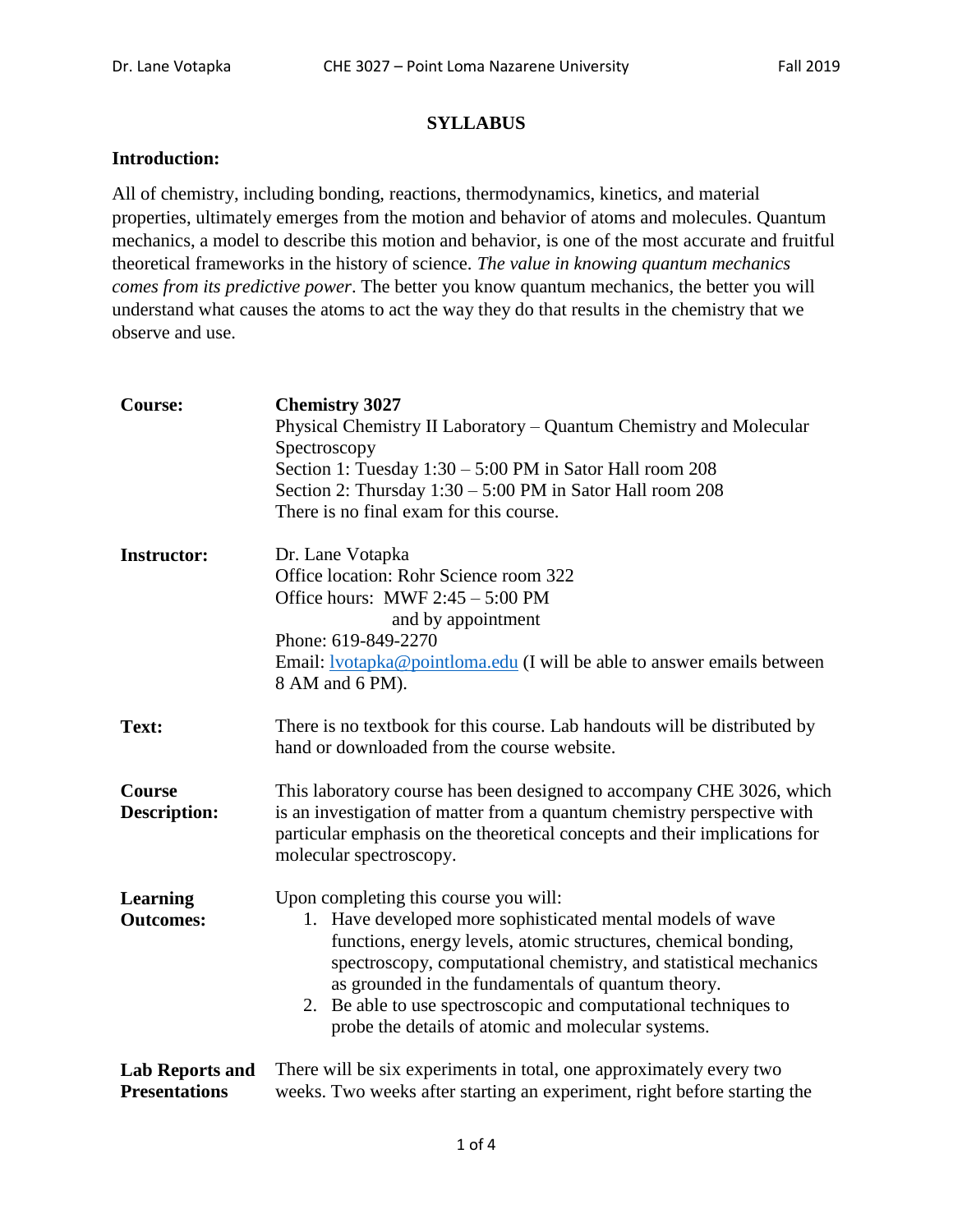# SYLLABUS

## Introduction:

All of chemistry, including bonding, reactions, thermodynamics, kinetics, and material properties, ultimately emerges from the motion and behavior of atoms and molecules. Quantum mechanics, a model to describe this motion and behavior, is one of the most accurate and fruitful theoretical frameworks in the history of science. *The value in knowing quantum mechanics comes from its predictive power*. The better you know quantum mechanics, the better you will understand what causes the atoms to act the way they do that results in the chemistry that we observe and use.

**Course:**

**Chemistry 3027**
Physical Chemistry II Laboratory – Quantum Chemistry and Molecular Spectroscopy
Section 1: Tuesday 1:30 – 5:00 PM in Sator Hall room 208
Section 2: Thursday 1:30 – 5:00 PM in Sator Hall room 208
There is no final exam for this course.

**Instructor:**

Dr. Lane Votapka
Office location: Rohr Science room 322
Office hours: MWF 2:45 – 5:00 PM
and by appointment
Phone: 619-849-2270
Email: lvotapka@pointloma.edu (I will be able to answer emails between 8 AM and 6 PM).

**Text:**

There is no textbook for this course. Lab handouts will be distributed by hand or downloaded from the course website.

**Course Description:**

This laboratory course has been designed to accompany CHE 3026, which is an investigation of matter from a quantum chemistry perspective with particular emphasis on the theoretical concepts and their implications for molecular spectroscopy.

**Learning Outcomes:**

Upon completing this course you will:

1. Have developed more sophisticated mental models of wave functions, energy levels, atomic structures, chemical bonding, spectroscopy, computational chemistry, and statistical mechanics as grounded in the fundamentals of quantum theory.
2. Be able to use spectroscopic and computational techniques to probe the details of atomic and molecular systems.

**Lab Reports and Presentations**

There will be six experiments in total, one approximately every two weeks. Two weeks after starting an experiment, right before starting the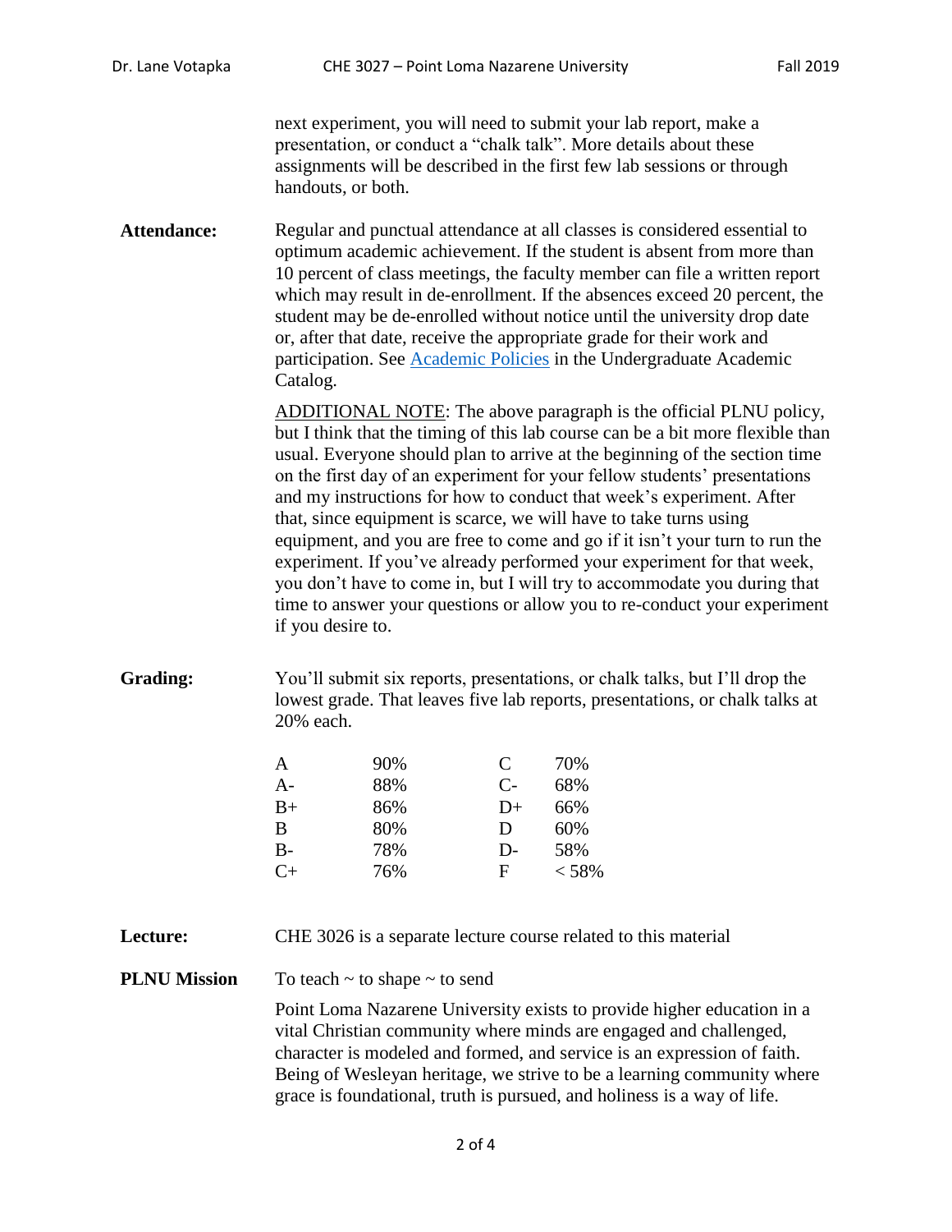next experiment, you will need to submit your lab report, make a presentation, or conduct a "chalk talk". More details about these assignments will be described in the first few lab sessions or through handouts, or both.

**Attendance:** Regular and punctual attendance at all classes is considered essential to optimum academic achievement. If the student is absent from more than 10 percent of class meetings, the faculty member can file a written report which may result in de-enrollment. If the absences exceed 20 percent, the student may be de-enrolled without notice until the university drop date or, after that date, receive the appropriate grade for their work and participation. See [Academic Policies] in the Undergraduate Academic Catalog.

ADDITIONAL NOTE: The above paragraph is the official PLNU policy, but I think that the timing of this lab course can be a bit more flexible than usual. Everyone should plan to arrive at the beginning of the section time on the first day of an experiment for your fellow students' presentations and my instructions for how to conduct that week's experiment. After that, since equipment is scarce, we will have to take turns using equipment, and you are free to come and go if it isn't your turn to run the experiment. If you've already performed your experiment for that week, you don't have to come in, but I will try to accommodate you during that time to answer your questions or allow you to re-conduct your experiment if you desire to.

**Grading:** You'll submit six reports, presentations, or chalk talks, but I'll drop the lowest grade. That leaves five lab reports, presentations, or chalk talks at 20% each.

| | | | |
|---|---|---|---|
| A | 90% | C | 70% |
| A- | 88% | C- | 68% |
| B+ | 86% | D+ | 66% |
| B | 80% | D | 60% |
| B- | 78% | D- | 58% |
| C+ | 76% | F | < 58% |

**Lecture:** CHE 3026 is a separate lecture course related to this material

**PLNU Mission** To teach ~ to shape ~ to send

Point Loma Nazarene University exists to provide higher education in a vital Christian community where minds are engaged and challenged, character is modeled and formed, and service is an expression of faith. Being of Wesleyan heritage, we strive to be a learning community where grace is foundational, truth is pursued, and holiness is a way of life.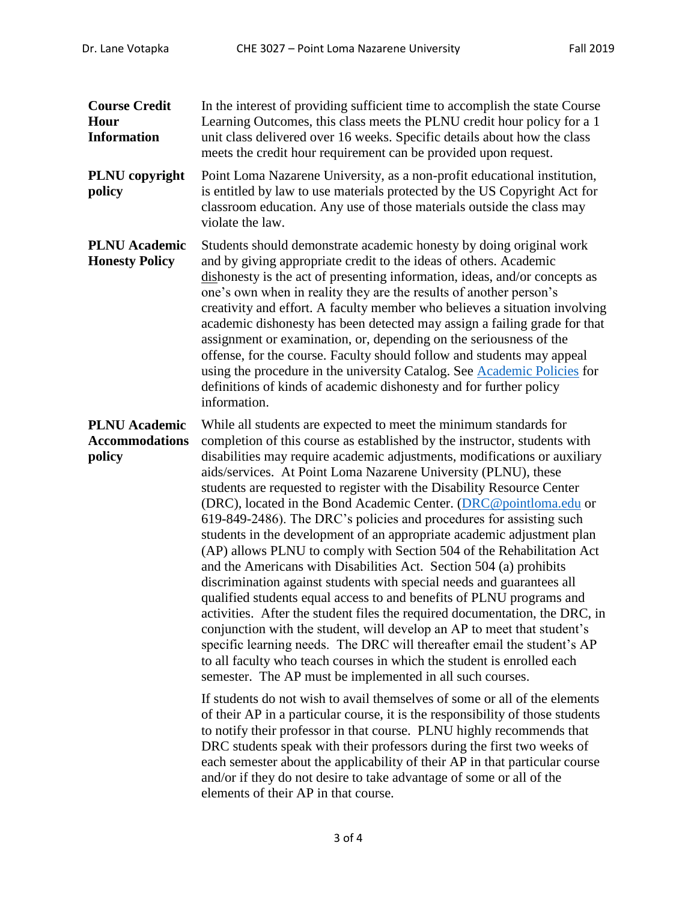**Course Credit Hour Information**

In the interest of providing sufficient time to accomplish the state Course Learning Outcomes, this class meets the PLNU credit hour policy for a 1 unit class delivered over 16 weeks. Specific details about how the class meets the credit hour requirement can be provided upon request.

**PLNU copyright policy**

Point Loma Nazarene University, as a non-profit educational institution, is entitled by law to use materials protected by the US Copyright Act for classroom education. Any use of those materials outside the class may violate the law.

**PLNU Academic Honesty Policy**

Students should demonstrate academic honesty by doing original work and by giving appropriate credit to the ideas of others. Academic dishonesty is the act of presenting information, ideas, and/or concepts as one's own when in reality they are the results of another person's creativity and effort. A faculty member who believes a situation involving academic dishonesty has been detected may assign a failing grade for that assignment or examination, or, depending on the seriousness of the offense, for the course. Faculty should follow and students may appeal using the procedure in the university Catalog. See [Academic Policies] for definitions of kinds of academic dishonesty and for further policy information.

**PLNU Academic Accommodations policy**

While all students are expected to meet the minimum standards for completion of this course as established by the instructor, students with disabilities may require academic adjustments, modifications or auxiliary aids/services. At Point Loma Nazarene University (PLNU), these students are requested to register with the Disability Resource Center (DRC), located in the Bond Academic Center. (DRC@pointloma.edu or 619-849-2486). The DRC's policies and procedures for assisting such students in the development of an appropriate academic adjustment plan (AP) allows PLNU to comply with Section 504 of the Rehabilitation Act and the Americans with Disabilities Act. Section 504 (a) prohibits discrimination against students with special needs and guarantees all qualified students equal access to and benefits of PLNU programs and activities. After the student files the required documentation, the DRC, in conjunction with the student, will develop an AP to meet that student's specific learning needs. The DRC will thereafter email the student's AP to all faculty who teach courses in which the student is enrolled each semester. The AP must be implemented in all such courses.

If students do not wish to avail themselves of some or all of the elements of their AP in a particular course, it is the responsibility of those students to notify their professor in that course. PLNU highly recommends that DRC students speak with their professors during the first two weeks of each semester about the applicability of their AP in that particular course and/or if they do not desire to take advantage of some or all of the elements of their AP in that course.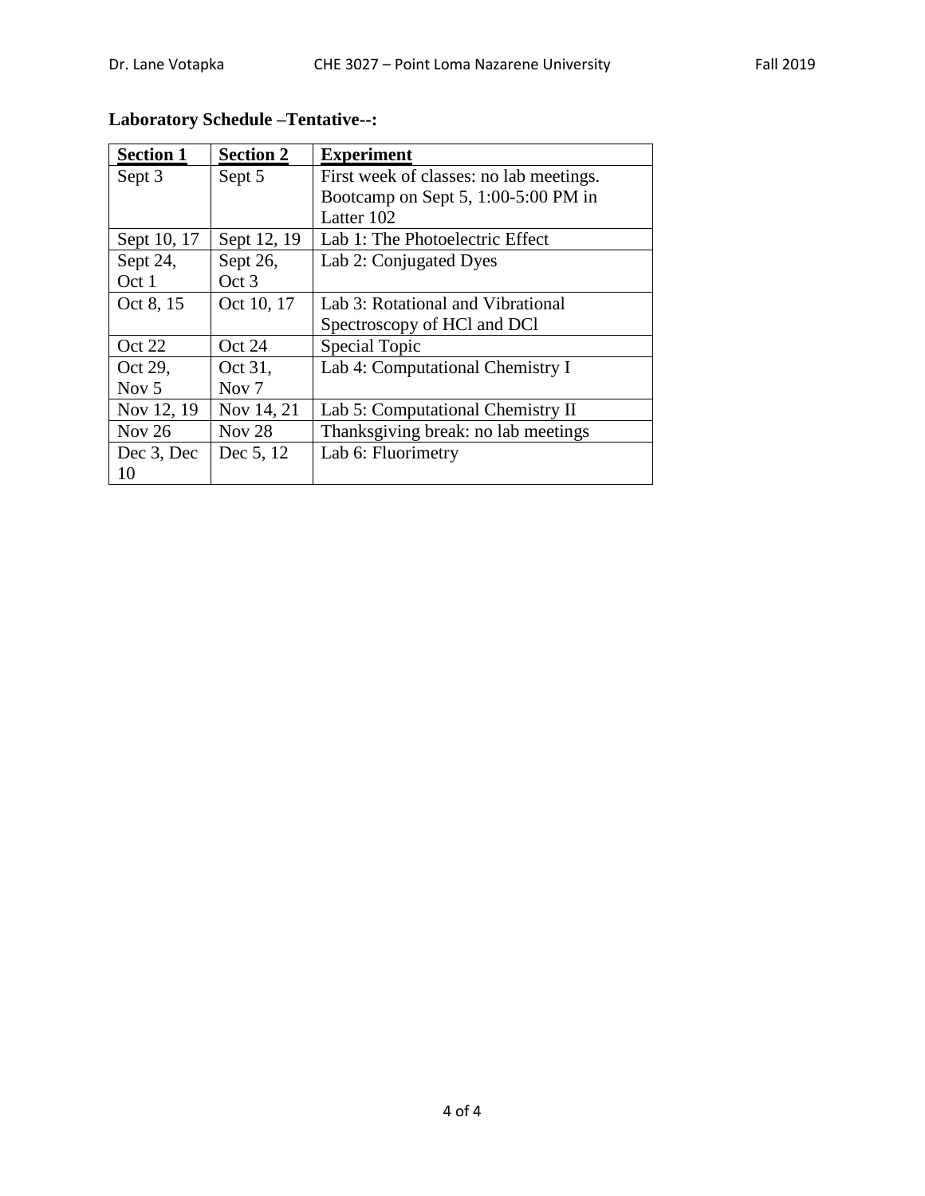**Laboratory Schedule –Tentative--:**

| Section 1 | Section 2 | Experiment |
| --- | --- | --- |
| Sept 3 | Sept 5 | First week of classes: no lab meetings. Bootcamp on Sept 5, 1:00-5:00 PM in Latter 102 |
| Sept 10, 17 | Sept 12, 19 | Lab 1: The Photoelectric Effect |
| Sept 24, Oct 1 | Sept 26, Oct 3 | Lab 2: Conjugated Dyes |
| Oct 8, 15 | Oct 10, 17 | Lab 3: Rotational and Vibrational Spectroscopy of HCl and DCl |
| Oct 22 | Oct 24 | Special Topic |
| Oct 29, Nov 5 | Oct 31, Nov 7 | Lab 4: Computational Chemistry I |
| Nov 12, 19 | Nov 14, 21 | Lab 5: Computational Chemistry II |
| Nov 26 | Nov 28 | Thanksgiving break: no lab meetings |
| Dec 3, Dec 10 | Dec 5, 12 | Lab 6: Fluorimetry |